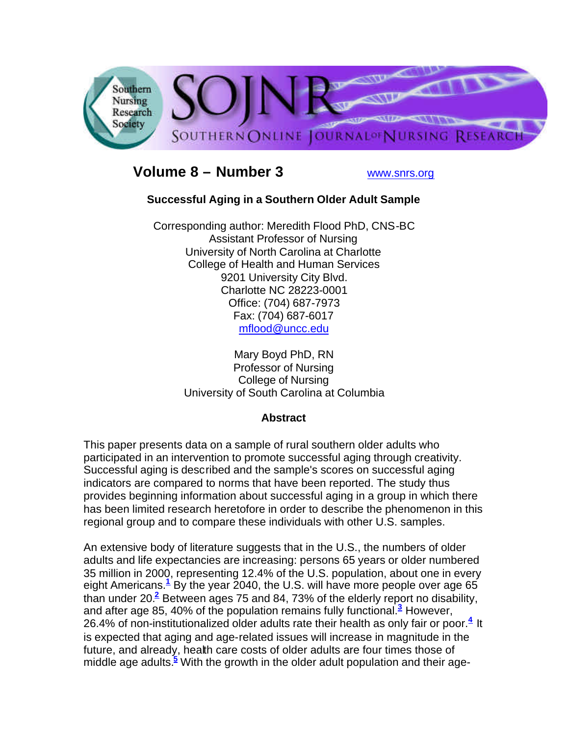Volume 8 – Number 3 www.snrs.org

# Successful Aging in a Southern Older Adult Sample

Corresponding author: Meredith Flood PhD, CNS-BC
Assistant Professor of Nursing
University of North Carolina at Charlotte
College of Health and Human Services
9201 University City Blvd.
Charlotte NC 28223-0001
Office: (704) 687-7973
Fax: (704) 687-6017
mflood@uncc.edu

Mary Boyd PhD, RN
Professor of Nursing
College of Nursing
University of South Carolina at Columbia

## Abstract

This paper presents data on a sample of rural southern older adults who participated in an intervention to promote successful aging through creativity. Successful aging is described and the sample's scores on successful aging indicators are compared to norms that have been reported. The study thus provides beginning information about successful aging in a group in which there has been limited research heretofore in order to describe the phenomenon in this regional group and to compare these individuals with other U.S. samples.

An extensive body of literature suggests that in the U.S., the numbers of older adults and life expectancies are increasing: persons 65 years or older numbered 35 million in 2000, representing 12.4% of the U.S. population, about one in every eight Americans.[1] By the year 2040, the U.S. will have more people over age 65 than under 20.[2] Between ages 75 and 84, 73% of the elderly report no disability, and after age 85, 40% of the population remains fully functional.[3] However, 26.4% of non-institutionalized older adults rate their health as only fair or poor.[4] It is expected that aging and age-related issues will increase in magnitude in the future, and already, health care costs of older adults are four times those of middle age adults.[5] With the growth in the older adult population and their age-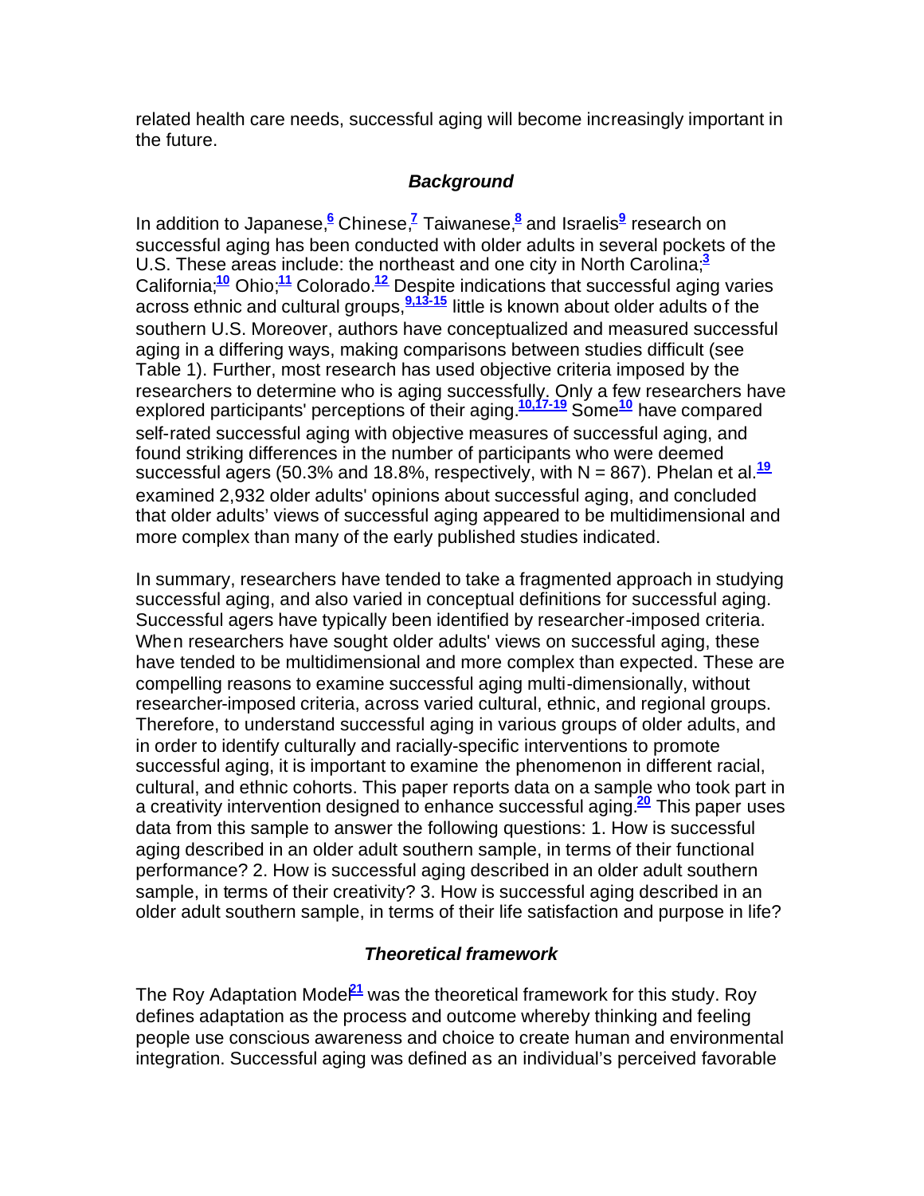related health care needs, successful aging will become increasingly important in the future.

### *Background*

In addition to Japanese,[6] Chinese,[7] Taiwanese,[8] and Israelis[9] research on successful aging has been conducted with older adults in several pockets of the U.S. These areas include: the northeast and one city in North Carolina;[3] California;[10] Ohio;[11] Colorado.[12] Despite indications that successful aging varies across ethnic and cultural groups,[9,13-15] little is known about older adults of the southern U.S. Moreover, authors have conceptualized and measured successful aging in a differing ways, making comparisons between studies difficult (see Table 1). Further, most research has used objective criteria imposed by the researchers to determine who is aging successfully. Only a few researchers have explored participants' perceptions of their aging.[10,17-19] Some[10] have compared self-rated successful aging with objective measures of successful aging, and found striking differences in the number of participants who were deemed successful agers (50.3% and 18.8%, respectively, with N = 867). Phelan et al.[19] examined 2,932 older adults' opinions about successful aging, and concluded that older adults' views of successful aging appeared to be multidimensional and more complex than many of the early published studies indicated.

In summary, researchers have tended to take a fragmented approach in studying successful aging, and also varied in conceptual definitions for successful aging. Successful agers have typically been identified by researcher-imposed criteria. When researchers have sought older adults' views on successful aging, these have tended to be multidimensional and more complex than expected. These are compelling reasons to examine successful aging multi-dimensionally, without researcher-imposed criteria, across varied cultural, ethnic, and regional groups. Therefore, to understand successful aging in various groups of older adults, and in order to identify culturally and racially-specific interventions to promote successful aging, it is important to examine the phenomenon in different racial, cultural, and ethnic cohorts. This paper reports data on a sample who took part in a creativity intervention designed to enhance successful aging.[20] This paper uses data from this sample to answer the following questions: 1. How is successful aging described in an older adult southern sample, in terms of their functional performance? 2. How is successful aging described in an older adult southern sample, in terms of their creativity? 3. How is successful aging described in an older adult southern sample, in terms of their life satisfaction and purpose in life?

### *Theoretical framework*

The Roy Adaptation Model[21] was the theoretical framework for this study. Roy defines adaptation as the process and outcome whereby thinking and feeling people use conscious awareness and choice to create human and environmental integration. Successful aging was defined as an individual's perceived favorable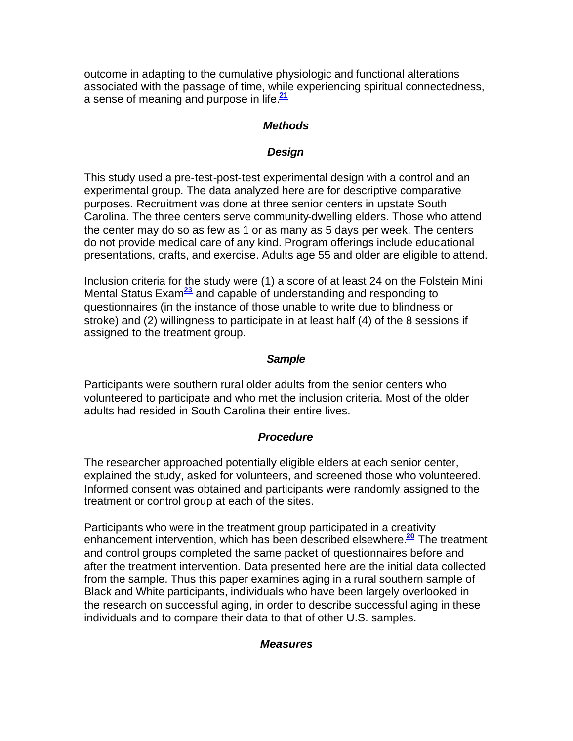outcome in adapting to the cumulative physiologic and functional alterations associated with the passage of time, while experiencing spiritual connectedness, a sense of meaning and purpose in life.[21]

## Methods

### Design

This study used a pre-test-post-test experimental design with a control and an experimental group. The data analyzed here are for descriptive comparative purposes. Recruitment was done at three senior centers in upstate South Carolina. The three centers serve community-dwelling elders. Those who attend the center may do so as few as 1 or as many as 5 days per week. The centers do not provide medical care of any kind. Program offerings include educational presentations, crafts, and exercise. Adults age 55 and older are eligible to attend.

Inclusion criteria for the study were (1) a score of at least 24 on the Folstein Mini Mental Status Exam[23] and capable of understanding and responding to questionnaires (in the instance of those unable to write due to blindness or stroke) and (2) willingness to participate in at least half (4) of the 8 sessions if assigned to the treatment group.

### Sample

Participants were southern rural older adults from the senior centers who volunteered to participate and who met the inclusion criteria. Most of the older adults had resided in South Carolina their entire lives.

### Procedure

The researcher approached potentially eligible elders at each senior center, explained the study, asked for volunteers, and screened those who volunteered. Informed consent was obtained and participants were randomly assigned to the treatment or control group at each of the sites.

Participants who were in the treatment group participated in a creativity enhancement intervention, which has been described elsewhere.[20] The treatment and control groups completed the same packet of questionnaires before and after the treatment intervention. Data presented here are the initial data collected from the sample. Thus this paper examines aging in a rural southern sample of Black and White participants, individuals who have been largely overlooked in the research on successful aging, in order to describe successful aging in these individuals and to compare their data to that of other U.S. samples.

### Measures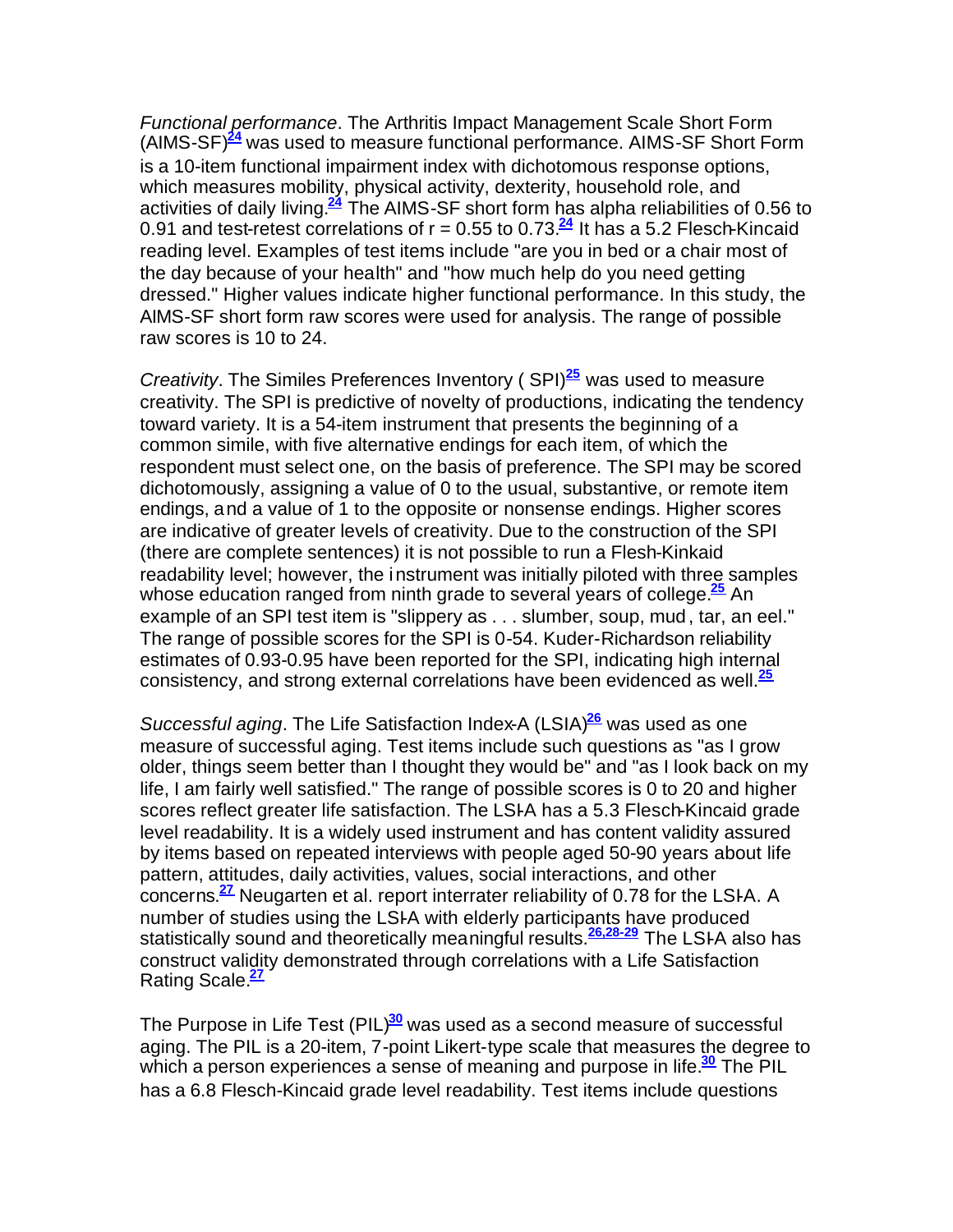*Functional performance*. The Arthritis Impact Management Scale Short Form (AIMS-SF)[24] was used to measure functional performance. AIMS-SF Short Form is a 10-item functional impairment index with dichotomous response options, which measures mobility, physical activity, dexterity, household role, and activities of daily living.[24] The AIMS-SF short form has alpha reliabilities of 0.56 to 0.91 and test-retest correlations of r = 0.55 to 0.73.[24] It has a 5.2 Flesch-Kincaid reading level. Examples of test items include "are you in bed or a chair most of the day because of your health" and "how much help do you need getting dressed." Higher values indicate higher functional performance. In this study, the AIMS-SF short form raw scores were used for analysis. The range of possible raw scores is 10 to 24.

*Creativity*. The Similes Preferences Inventory ( SPI)[25] was used to measure creativity. The SPI is predictive of novelty of productions, indicating the tendency toward variety. It is a 54-item instrument that presents the beginning of a common simile, with five alternative endings for each item, of which the respondent must select one, on the basis of preference. The SPI may be scored dichotomously, assigning a value of 0 to the usual, substantive, or remote item endings, and a value of 1 to the opposite or nonsense endings. Higher scores are indicative of greater levels of creativity. Due to the construction of the SPI (there are complete sentences) it is not possible to run a Flesh-Kinkaid readability level; however, the instrument was initially piloted with three samples whose education ranged from ninth grade to several years of college.[25] An example of an SPI test item is "slippery as . . . slumber, soup, mud, tar, an eel." The range of possible scores for the SPI is 0-54. Kuder-Richardson reliability estimates of 0.93-0.95 have been reported for the SPI, indicating high internal consistency, and strong external correlations have been evidenced as well.[25]

*Successful aging*. The Life Satisfaction Index-A (LSIA)[26] was used as one measure of successful aging. Test items include such questions as "as I grow older, things seem better than I thought they would be" and "as I look back on my life, I am fairly well satisfied." The range of possible scores is 0 to 20 and higher scores reflect greater life satisfaction. The LSI-A has a 5.3 Flesch-Kincaid grade level readability. It is a widely used instrument and has content validity assured by items based on repeated interviews with people aged 50-90 years about life pattern, attitudes, daily activities, values, social interactions, and other concerns.[27] Neugarten et al. report interrater reliability of 0.78 for the LSI-A. A number of studies using the LSI-A with elderly participants have produced statistically sound and theoretically meaningful results.[26,28-29] The LSI-A also has construct validity demonstrated through correlations with a Life Satisfaction Rating Scale.[27]

The Purpose in Life Test (PIL)[30] was used as a second measure of successful aging. The PIL is a 20-item, 7-point Likert-type scale that measures the degree to which a person experiences a sense of meaning and purpose in life.[30] The PIL has a 6.8 Flesch-Kincaid grade level readability. Test items include questions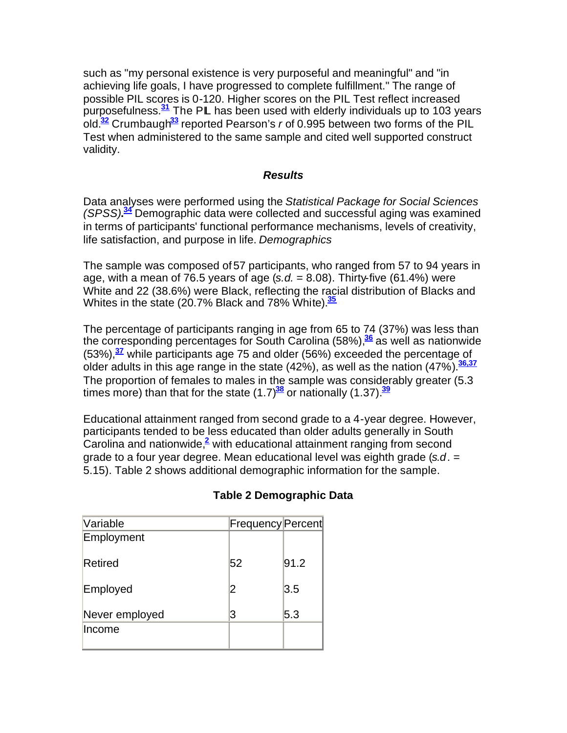such as "my personal existence is very purposeful and meaningful" and "in achieving life goals, I have progressed to complete fulfillment." The range of possible PIL scores is 0-120. Higher scores on the PIL Test reflect increased purposefulness.[31] The PIL has been used with elderly individuals up to 103 years old.[32] Crumbaugh[33] reported Pearson's *r* of 0.995 between two forms of the PIL Test when administered to the same sample and cited well supported construct validity.

### *Results*

Data analyses were performed using the *Statistical Package for Social Sciences (SPSS)*.[34] Demographic data were collected and successful aging was examined in terms of participants' functional performance mechanisms, levels of creativity, life satisfaction, and purpose in life. *Demographics*

The sample was composed of 57 participants, who ranged from 57 to 94 years in age, with a mean of 76.5 years of age (*s.d.* = 8.08). Thirty-five (61.4%) were White and 22 (38.6%) were Black, reflecting the racial distribution of Blacks and Whites in the state (20.7% Black and 78% White).[35]

The percentage of participants ranging in age from 65 to 74 (37%) was less than the corresponding percentages for South Carolina (58%),[36] as well as nationwide (53%),[37] while participants age 75 and older (56%) exceeded the percentage of older adults in this age range in the state (42%), as well as the nation (47%).[36,37] The proportion of females to males in the sample was considerably greater (5.3 times more) than that for the state (1.7)[38] or nationally (1.37).[39]

Educational attainment ranged from second grade to a 4-year degree. However, participants tended to be less educated than older adults generally in South Carolina and nationwide,[2] with educational attainment ranging from second grade to a four year degree. Mean educational level was eighth grade (*s.d*. = 5.15). Table 2 shows additional demographic information for the sample.

**Table 2 Demographic Data**

| Variable | Frequency | Percent |
|---|---|---|
| Employment | | |
| Retired | 52 | 91.2 |
| Employed | 2 | 3.5 |
| Never employed | 3 | 5.3 |
| Income | | |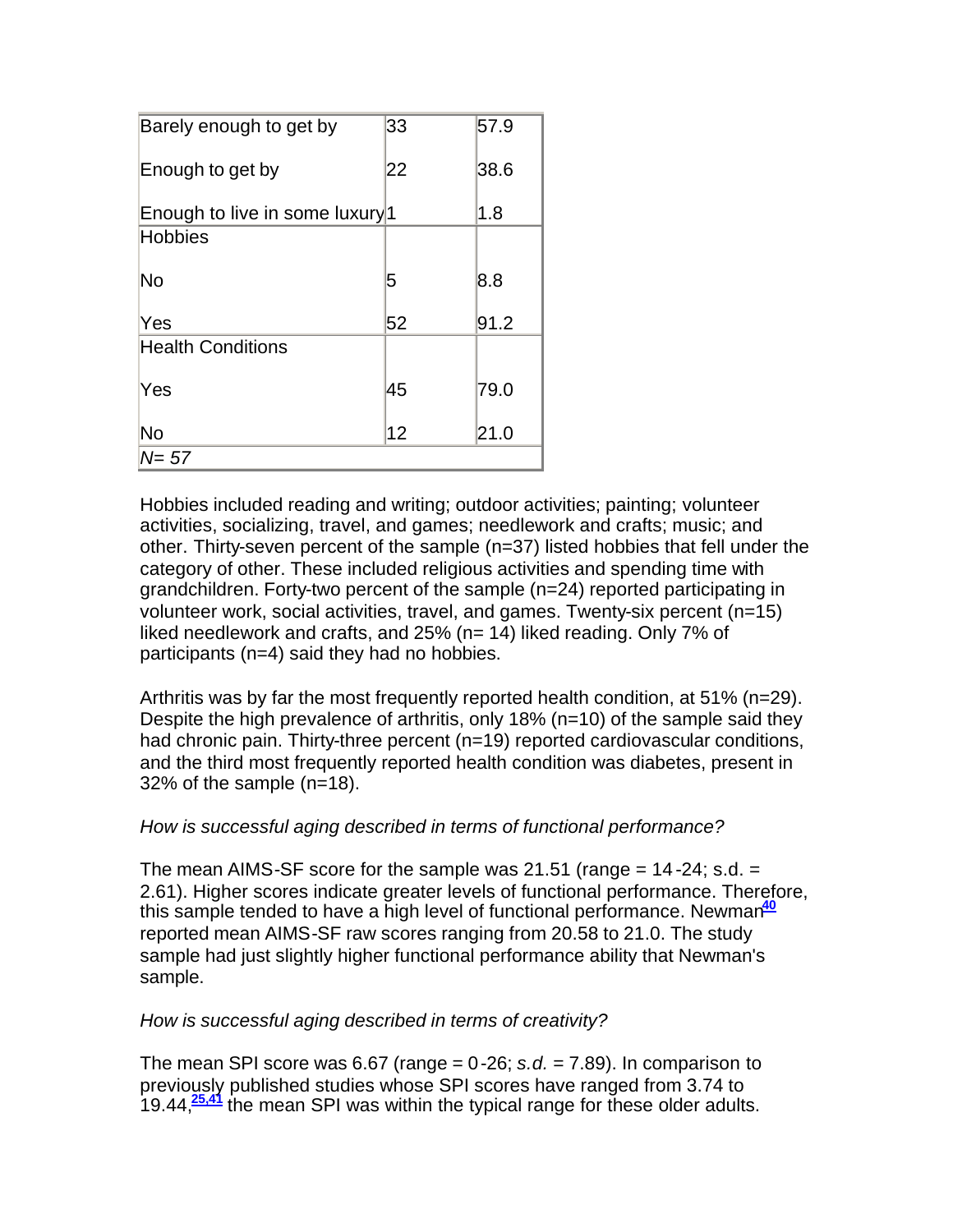| | | |
|---|---|---|
| Barely enough to get by | 33 | 57.9 |
| Enough to get by | 22 | 38.6 |
| Enough to live in some luxury | 1 | 1.8 |
| Hobbies | | |
| No | 5 | 8.8 |
| Yes | 52 | 91.2 |
| Health Conditions | | |
| Yes | 45 | 79.0 |
| No | 12 | 21.0 |
| *N= 57* | | |

Hobbies included reading and writing; outdoor activities; painting; volunteer activities, socializing, travel, and games; needlework and crafts; music; and other. Thirty-seven percent of the sample (n=37) listed hobbies that fell under the category of other. These included religious activities and spending time with grandchildren. Forty-two percent of the sample (n=24) reported participating in volunteer work, social activities, travel, and games. Twenty-six percent (n=15) liked needlework and crafts, and 25% (n= 14) liked reading. Only 7% of participants (n=4) said they had no hobbies.

Arthritis was by far the most frequently reported health condition, at 51% (n=29). Despite the high prevalence of arthritis, only 18% (n=10) of the sample said they had chronic pain. Thirty-three percent (n=19) reported cardiovascular conditions, and the third most frequently reported health condition was diabetes, present in 32% of the sample (n=18).

*How is successful aging described in terms of functional performance?*

The mean AIMS-SF score for the sample was 21.51 (range = 14-24; s.d. = 2.61). Higher scores indicate greater levels of functional performance. Therefore, this sample tended to have a high level of functional performance. Newman[40] reported mean AIMS-SF raw scores ranging from 20.58 to 21.0. The study sample had just slightly higher functional performance ability that Newman's sample.

*How is successful aging described in terms of creativity?*

The mean SPI score was 6.67 (range = 0-26; *s.d.* = 7.89). In comparison to previously published studies whose SPI scores have ranged from 3.74 to 19.44,[25,41] the mean SPI was within the typical range for these older adults.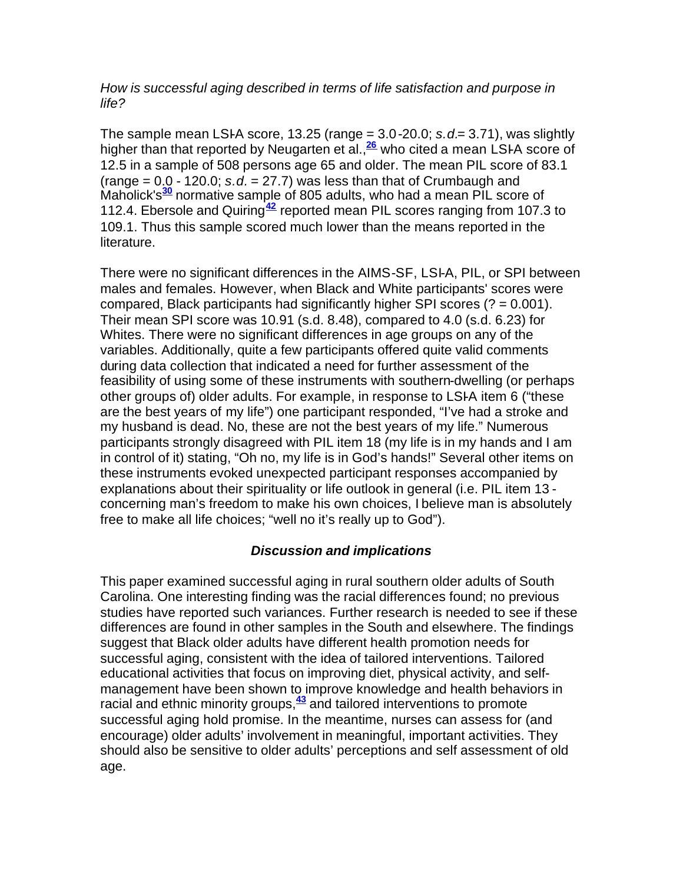*How is successful aging described in terms of life satisfaction and purpose in life?*

The sample mean LSI-A score, 13.25 (range = 3.0-20.0; *s.d.*= 3.71), was slightly higher than that reported by Neugarten et al.,[26] who cited a mean LSI-A score of 12.5 in a sample of 508 persons age 65 and older. The mean PIL score of 83.1 (range = 0.0 - 120.0; *s.d.* = 27.7) was less than that of Crumbaugh and Maholick's[30] normative sample of 805 adults, who had a mean PIL score of 112.4. Ebersole and Quiring[42] reported mean PIL scores ranging from 107.3 to 109.1. Thus this sample scored much lower than the means reported in the literature.

There were no significant differences in the AIMS-SF, LSI-A, PIL, or SPI between males and females. However, when Black and White participants' scores were compared, Black participants had significantly higher SPI scores (? = 0.001). Their mean SPI score was 10.91 (s.d. 8.48), compared to 4.0 (s.d. 6.23) for Whites. There were no significant differences in age groups on any of the variables. Additionally, quite a few participants offered quite valid comments during data collection that indicated a need for further assessment of the feasibility of using some of these instruments with southern-dwelling (or perhaps other groups of) older adults. For example, in response to LSI-A item 6 ("these are the best years of my life") one participant responded, "I've had a stroke and my husband is dead. No, these are not the best years of my life." Numerous participants strongly disagreed with PIL item 18 (my life is in my hands and I am in control of it) stating, "Oh no, my life is in God's hands!" Several other items on these instruments evoked unexpected participant responses accompanied by explanations about their spirituality or life outlook in general (i.e. PIL item 13 - concerning man's freedom to make his own choices, I believe man is absolutely free to make all life choices; "well no it's really up to God").

## *Discussion and implications*

This paper examined successful aging in rural southern older adults of South Carolina. One interesting finding was the racial differences found; no previous studies have reported such variances. Further research is needed to see if these differences are found in other samples in the South and elsewhere. The findings suggest that Black older adults have different health promotion needs for successful aging, consistent with the idea of tailored interventions. Tailored educational activities that focus on improving diet, physical activity, and self-management have been shown to improve knowledge and health behaviors in racial and ethnic minority groups,[43] and tailored interventions to promote successful aging hold promise. In the meantime, nurses can assess for (and encourage) older adults' involvement in meaningful, important activities. They should also be sensitive to older adults' perceptions and self assessment of old age.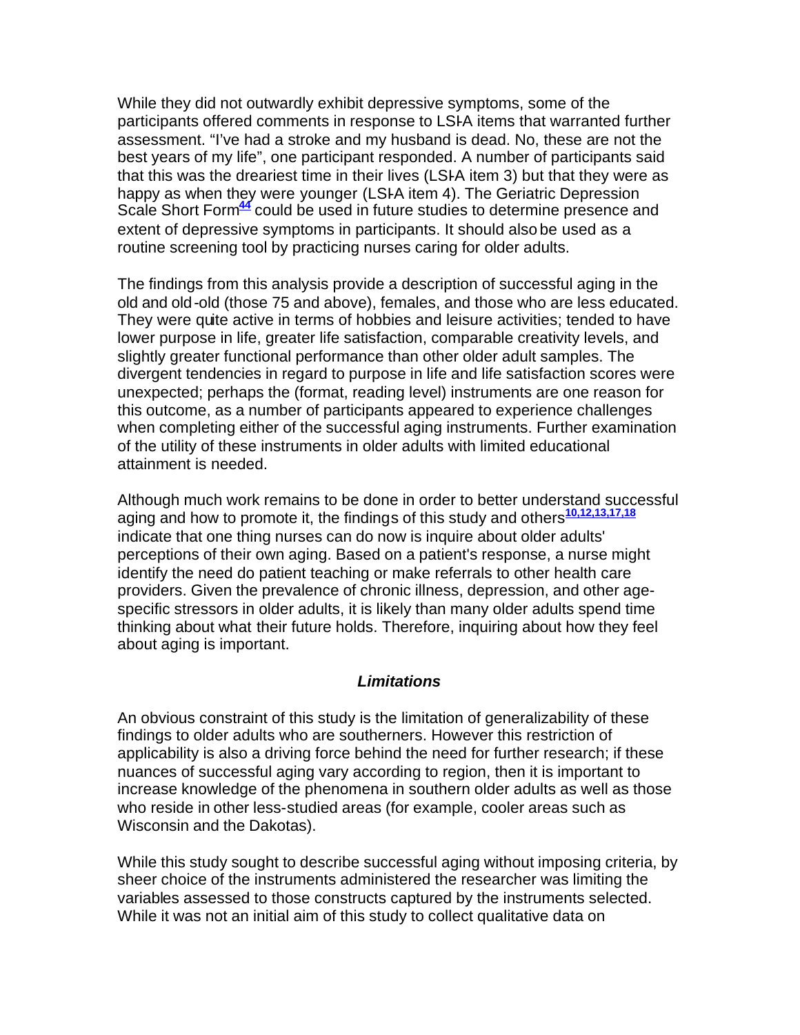While they did not outwardly exhibit depressive symptoms, some of the participants offered comments in response to LSI-A items that warranted further assessment. "I've had a stroke and my husband is dead. No, these are not the best years of my life", one participant responded. A number of participants said that this was the dreariest time in their lives (LSI-A item 3) but that they were as happy as when they were younger (LSI-A item 4). The Geriatric Depression Scale Short Form[44] could be used in future studies to determine presence and extent of depressive symptoms in participants. It should also be used as a routine screening tool by practicing nurses caring for older adults.

The findings from this analysis provide a description of successful aging in the old and old-old (those 75 and above), females, and those who are less educated. They were quite active in terms of hobbies and leisure activities; tended to have lower purpose in life, greater life satisfaction, comparable creativity levels, and slightly greater functional performance than other older adult samples. The divergent tendencies in regard to purpose in life and life satisfaction scores were unexpected; perhaps the (format, reading level) instruments are one reason for this outcome, as a number of participants appeared to experience challenges when completing either of the successful aging instruments. Further examination of the utility of these instruments in older adults with limited educational attainment is needed.

Although much work remains to be done in order to better understand successful aging and how to promote it, the findings of this study and others[10,12,13,17,18] indicate that one thing nurses can do now is inquire about older adults' perceptions of their own aging. Based on a patient's response, a nurse might identify the need do patient teaching or make referrals to other health care providers. Given the prevalence of chronic illness, depression, and other age-specific stressors in older adults, it is likely than many older adults spend time thinking about what their future holds. Therefore, inquiring about how they feel about aging is important.

### *Limitations*

An obvious constraint of this study is the limitation of generalizability of these findings to older adults who are southerners. However this restriction of applicability is also a driving force behind the need for further research; if these nuances of successful aging vary according to region, then it is important to increase knowledge of the phenomena in southern older adults as well as those who reside in other less-studied areas (for example, cooler areas such as Wisconsin and the Dakotas).

While this study sought to describe successful aging without imposing criteria, by sheer choice of the instruments administered the researcher was limiting the variables assessed to those constructs captured by the instruments selected. While it was not an initial aim of this study to collect qualitative data on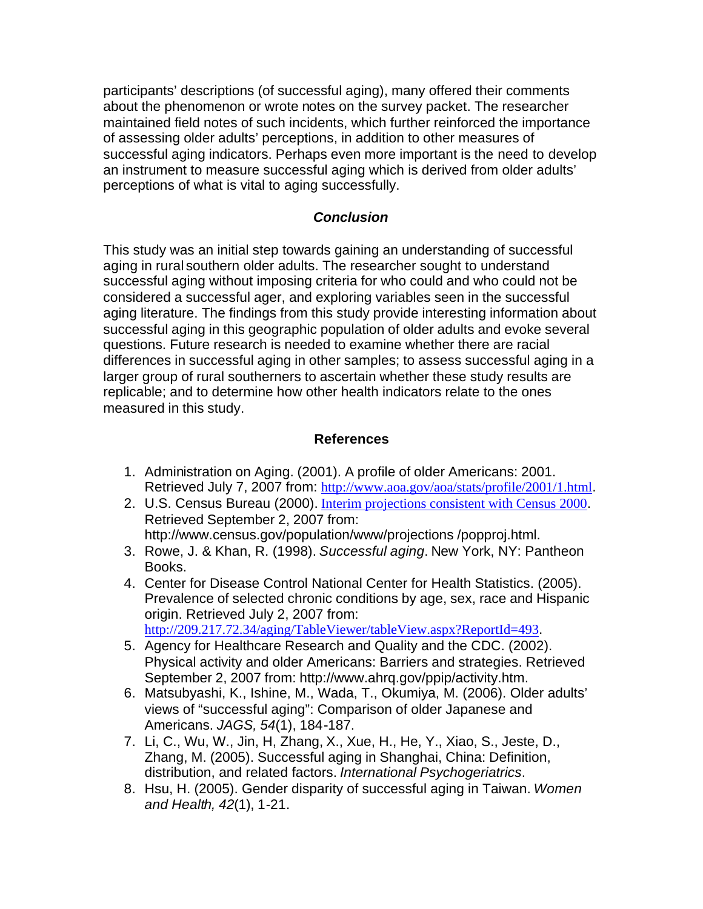participants' descriptions (of successful aging), many offered their comments about the phenomenon or wrote notes on the survey packet. The researcher maintained field notes of such incidents, which further reinforced the importance of assessing older adults' perceptions, in addition to other measures of successful aging indicators. Perhaps even more important is the need to develop an instrument to measure successful aging which is derived from older adults' perceptions of what is vital to aging successfully.

## *Conclusion*

This study was an initial step towards gaining an understanding of successful aging in rural southern older adults. The researcher sought to understand successful aging without imposing criteria for who could and who could not be considered a successful ager, and exploring variables seen in the successful aging literature. The findings from this study provide interesting information about successful aging in this geographic population of older adults and evoke several questions. Future research is needed to examine whether there are racial differences in successful aging in other samples; to assess successful aging in a larger group of rural southerners to ascertain whether these study results are replicable; and to determine how other health indicators relate to the ones measured in this study.

## References

1. Administration on Aging. (2001). A profile of older Americans: 2001. Retrieved July 7, 2007 from: http://www.aoa.gov/aoa/stats/profile/2001/1.html.
2. U.S. Census Bureau (2000). Interim projections consistent with Census 2000. Retrieved September 2, 2007 from: http://www.census.gov/population/www/projections /popproj.html.
3. Rowe, J. & Khan, R. (1998). *Successful aging*. New York, NY: Pantheon Books.
4. Center for Disease Control National Center for Health Statistics. (2005). Prevalence of selected chronic conditions by age, sex, race and Hispanic origin. Retrieved July 2, 2007 from: http://209.217.72.34/aging/TableViewer/tableView.aspx?ReportId=493.
5. Agency for Healthcare Research and Quality and the CDC. (2002). Physical activity and older Americans: Barriers and strategies. Retrieved September 2, 2007 from: http://www.ahrq.gov/ppip/activity.htm.
6. Matsubyashi, K., Ishine, M., Wada, T., Okumiya, M. (2006). Older adults' views of "successful aging": Comparison of older Japanese and Americans. *JAGS, 54*(1), 184-187.
7. Li, C., Wu, W., Jin, H, Zhang, X., Xue, H., He, Y., Xiao, S., Jeste, D., Zhang, M. (2005). Successful aging in Shanghai, China: Definition, distribution, and related factors. *International Psychogeriatrics*.
8. Hsu, H. (2005). Gender disparity of successful aging in Taiwan. *Women and Health, 42*(1), 1-21.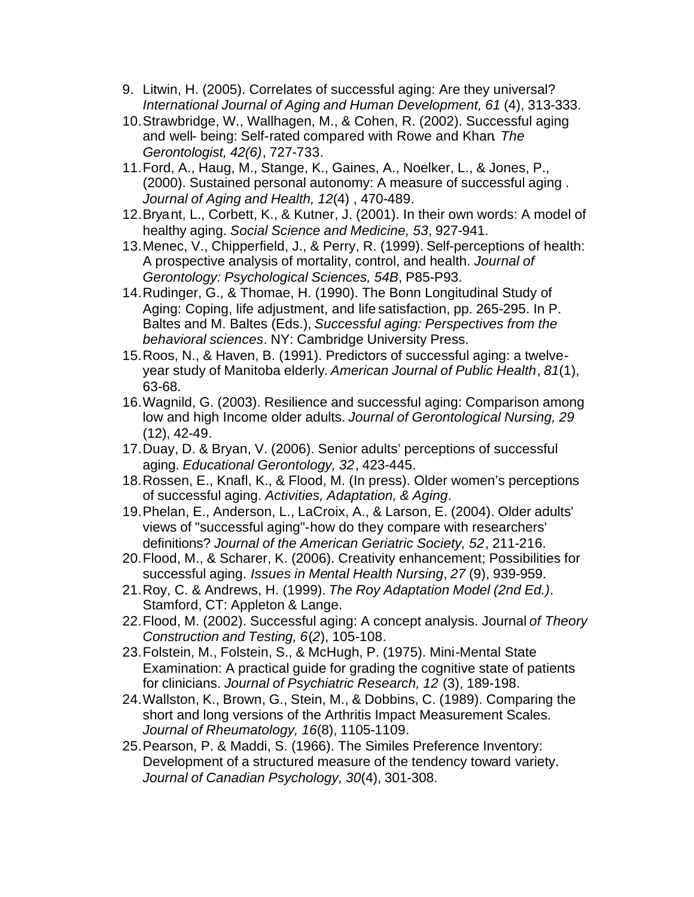9. Litwin, H. (2005). Correlates of successful aging: Are they universal? *International Journal of Aging and Human Development, 61* (4), 313-333.
10. Strawbridge, W., Wallhagen, M., & Cohen, R. (2002). Successful aging and well- being: Self-rated compared with Rowe and Khan. *The Gerontologist, 42(6)*, 727-733.
11. Ford, A., Haug, M., Stange, K., Gaines, A., Noelker, L., & Jones, P., (2000). Sustained personal autonomy: A measure of successful aging . *Journal of Aging and Health, 12*(4) , 470-489.
12. Bryant, L., Corbett, K., & Kutner, J. (2001). In their own words: A model of healthy aging. *Social Science and Medicine, 53*, 927-941.
13. Menec, V., Chipperfield, J., & Perry, R. (1999). Self-perceptions of health: A prospective analysis of mortality, control, and health. *Journal of Gerontology: Psychological Sciences, 54B*, P85-P93.
14. Rudinger, G., & Thomae, H. (1990). The Bonn Longitudinal Study of Aging: Coping, life adjustment, and life satisfaction, pp. 265-295. In P. Baltes and M. Baltes (Eds.), *Successful aging: Perspectives from the behavioral sciences*. NY: Cambridge University Press.
15. Roos, N., & Haven, B. (1991). Predictors of successful aging: a twelve-year study of Manitoba elderly. *American Journal of Public Health*, *81*(1), 63-68.
16. Wagnild, G. (2003). Resilience and successful aging: Comparison among low and high Income older adults. *Journal of Gerontological Nursing, 29* (12), 42-49.
17. Duay, D. & Bryan, V. (2006). Senior adults' perceptions of successful aging. *Educational Gerontology, 32*, 423-445.
18. Rossen, E., Knafl, K., & Flood, M. (In press). Older women's perceptions of successful aging. *Activities, Adaptation, & Aging*.
19. Phelan, E., Anderson, L., LaCroix, A., & Larson, E. (2004). Older adults' views of "successful aging"-how do they compare with researchers' definitions? *Journal of the American Geriatric Society, 52*, 211-216.
20. Flood, M., & Scharer, K. (2006). Creativity enhancement; Possibilities for successful aging. *Issues in Mental Health Nursing*, *27* (9), 939-959.
21. Roy, C. & Andrews, H. (1999). *The Roy Adaptation Model (2nd Ed.)*. Stamford, CT: Appleton & Lange.
22. Flood, M. (2002). Successful aging: A concept analysis. Journal *of Theory Construction and Testing, 6*(*2*), 105-108.
23. Folstein, M., Folstein, S., & McHugh, P. (1975). Mini-Mental State Examination: A practical guide for grading the cognitive state of patients for clinicians. *Journal of Psychiatric Research, 12* (3), 189-198.
24. Wallston, K., Brown, G., Stein, M., & Dobbins, C. (1989). Comparing the short and long versions of the Arthritis Impact Measurement Scales. *Journal of Rheumatology, 16*(8), 1105-1109.
25. Pearson, P. & Maddi, S. (1966). The Similes Preference Inventory: Development of a structured measure of the tendency toward variety. *Journal of Canadian Psychology, 30*(4), 301-308.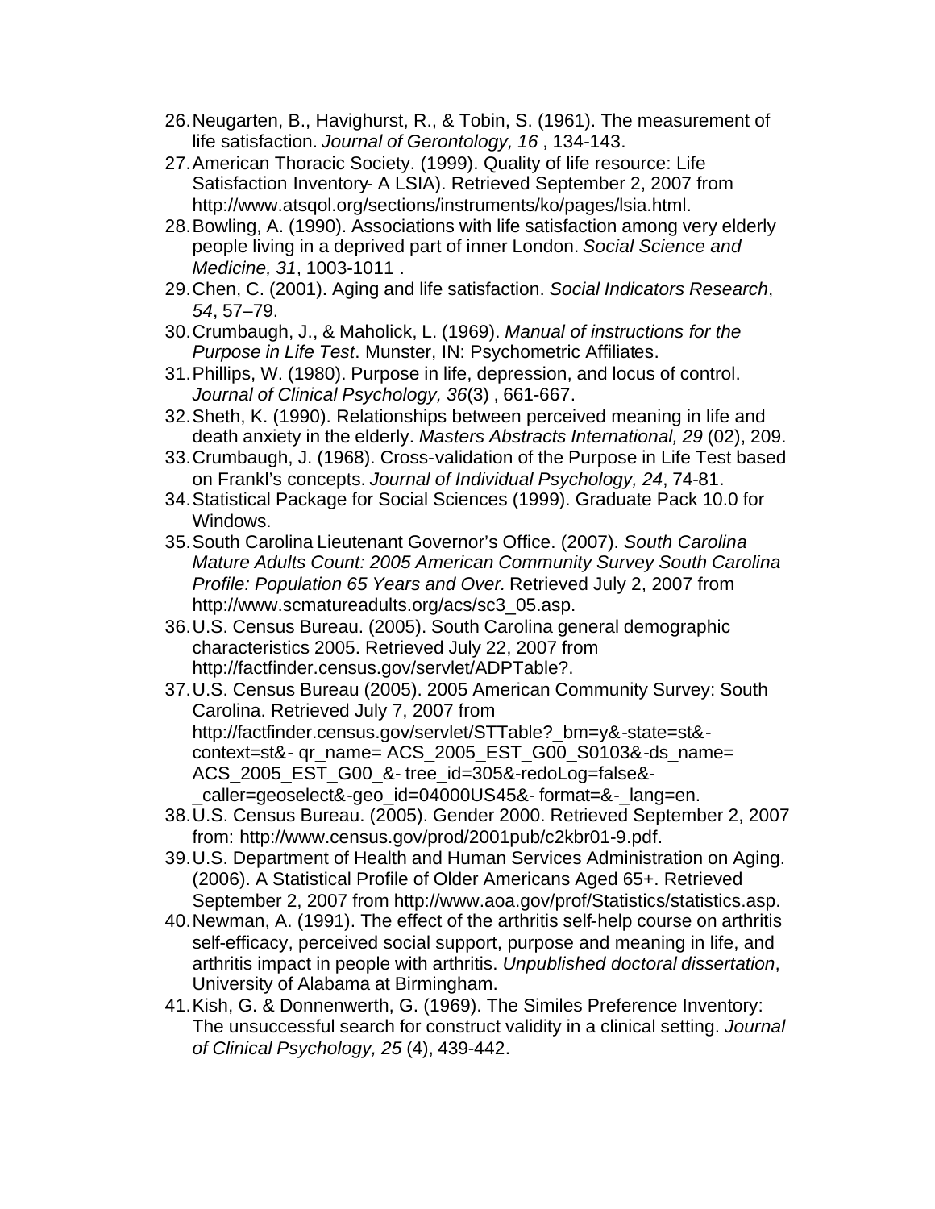26. Neugarten, B., Havighurst, R., & Tobin, S. (1961). The measurement of life satisfaction. *Journal of Gerontology, 16* , 134-143.
27. American Thoracic Society. (1999). Quality of life resource: Life Satisfaction Inventory- A LSIA). Retrieved September 2, 2007 from http://www.atsqol.org/sections/instruments/ko/pages/lsia.html.
28. Bowling, A. (1990). Associations with life satisfaction among very elderly people living in a deprived part of inner London. *Social Science and Medicine, 31*, 1003-1011 .
29. Chen, C. (2001). Aging and life satisfaction. *Social Indicators Research*, *54*, 57–79.
30. Crumbaugh, J., & Maholick, L. (1969). *Manual of instructions for the Purpose in Life Test*. Munster, IN: Psychometric Affiliates.
31. Phillips, W. (1980). Purpose in life, depression, and locus of control. *Journal of Clinical Psychology, 36*(3) , 661-667.
32. Sheth, K. (1990). Relationships between perceived meaning in life and death anxiety in the elderly. *Masters Abstracts International, 29* (02), 209.
33. Crumbaugh, J. (1968). Cross-validation of the Purpose in Life Test based on Frankl's concepts. *Journal of Individual Psychology, 24*, 74-81.
34. Statistical Package for Social Sciences (1999). Graduate Pack 10.0 for Windows.
35. South Carolina Lieutenant Governor's Office. (2007). *South Carolina Mature Adults Count: 2005 American Community Survey South Carolina Profile: Population 65 Years and Over.* Retrieved July 2, 2007 from http://www.scmatureadults.org/acs/sc3_05.asp.
36. U.S. Census Bureau. (2005). South Carolina general demographic characteristics 2005. Retrieved July 22, 2007 from http://factfinder.census.gov/servlet/ADPTable?.
37. U.S. Census Bureau (2005). 2005 American Community Survey: South Carolina. Retrieved July 7, 2007 from http://factfinder.census.gov/servlet/STTable?_bm=y&-state=st&-context=st&- qr_name= ACS_2005_EST_G00_S0103&-ds_name= ACS_2005_EST_G00_&- tree_id=305&-redoLog=false&-_caller=geoselect&-geo_id=04000US45&- format=&-_lang=en.
38. U.S. Census Bureau. (2005). Gender 2000. Retrieved September 2, 2007 from: http://www.census.gov/prod/2001pub/c2kbr01-9.pdf.
39. U.S. Department of Health and Human Services Administration on Aging. (2006). A Statistical Profile of Older Americans Aged 65+. Retrieved September 2, 2007 from http://www.aoa.gov/prof/Statistics/statistics.asp.
40. Newman, A. (1991). The effect of the arthritis self-help course on arthritis self-efficacy, perceived social support, purpose and meaning in life, and arthritis impact in people with arthritis. *Unpublished doctoral dissertation*, University of Alabama at Birmingham.
41. Kish, G. & Donnenwerth, G. (1969). The Similes Preference Inventory: The unsuccessful search for construct validity in a clinical setting. *Journal of Clinical Psychology, 25* (4), 439-442.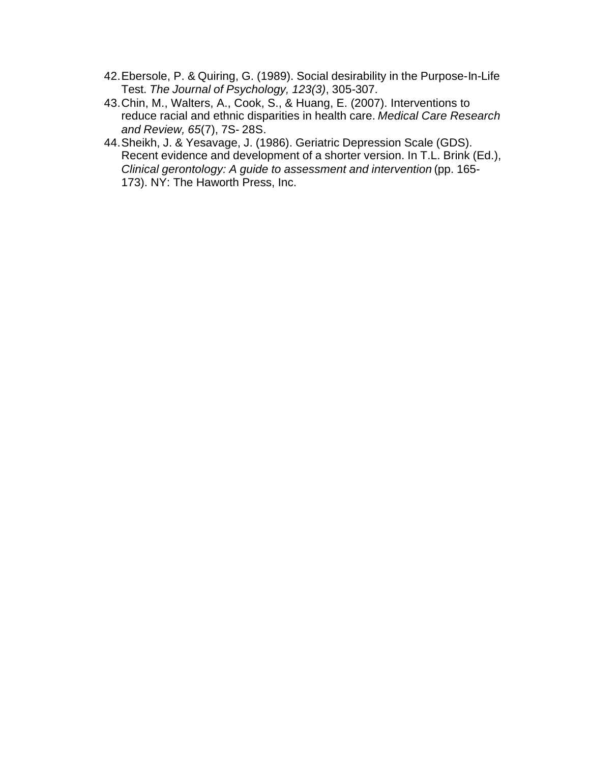42. Ebersole, P. & Quiring, G. (1989). Social desirability in the Purpose-In-Life Test. *The Journal of Psychology, 123(3)*, 305-307.
43. Chin, M., Walters, A., Cook, S., & Huang, E. (2007). Interventions to reduce racial and ethnic disparities in health care. *Medical Care Research and Review, 65*(7), 7S- 28S.
44. Sheikh, J. & Yesavage, J. (1986). Geriatric Depression Scale (GDS). Recent evidence and development of a shorter version. In T.L. Brink (Ed.), *Clinical gerontology: A guide to assessment and intervention* (pp. 165-173). NY: The Haworth Press, Inc.